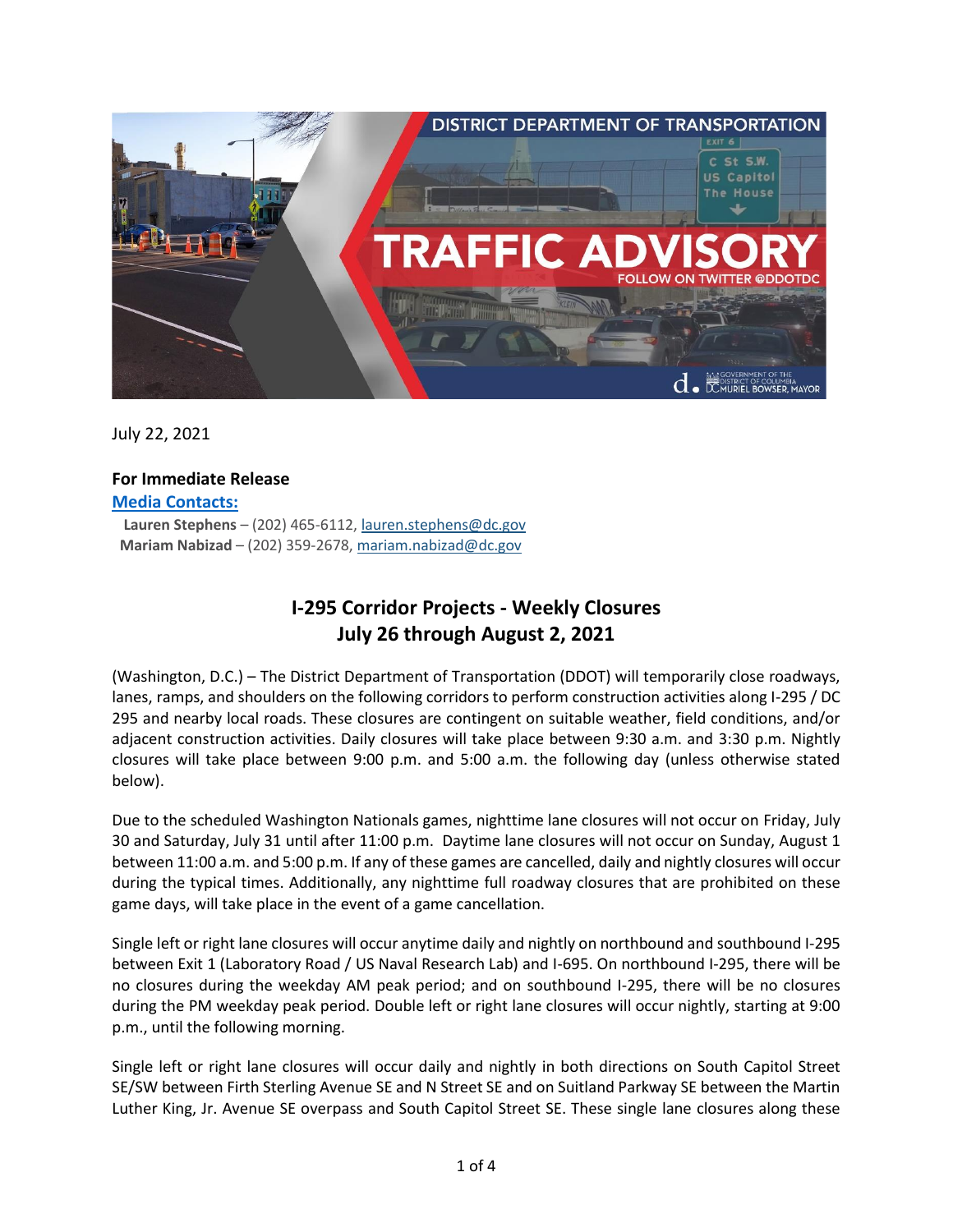July 22, 2021

**For Immediate Release**

**Media Contacts:**

**Lauren Stephens** – (202) 465-6112, lauren.stephens@dc.gov

**Mariam Nabizad** – (202) 359-2678, mariam.nabizad@dc.gov

## I-295 Corridor Projects - Weekly Closures
## July 26 through August 2, 2021

(Washington, D.C.) – The District Department of Transportation (DDOT) will temporarily close roadways, lanes, ramps, and shoulders on the following corridors to perform construction activities along I-295 / DC 295 and nearby local roads. These closures are contingent on suitable weather, field conditions, and/or adjacent construction activities. Daily closures will take place between 9:30 a.m. and 3:30 p.m. Nightly closures will take place between 9:00 p.m. and 5:00 a.m. the following day (unless otherwise stated below).

Due to the scheduled Washington Nationals games, nighttime lane closures will not occur on Friday, July 30 and Saturday, July 31 until after 11:00 p.m. Daytime lane closures will not occur on Sunday, August 1 between 11:00 a.m. and 5:00 p.m. If any of these games are cancelled, daily and nightly closures will occur during the typical times. Additionally, any nighttime full roadway closures that are prohibited on these game days, will take place in the event of a game cancellation.

Single left or right lane closures will occur anytime daily and nightly on northbound and southbound I-295 between Exit 1 (Laboratory Road / US Naval Research Lab) and I-695. On northbound I-295, there will be no closures during the weekday AM peak period; and on southbound I-295, there will be no closures during the PM weekday peak period. Double left or right lane closures will occur nightly, starting at 9:00 p.m., until the following morning.

Single left or right lane closures will occur daily and nightly in both directions on South Capitol Street SE/SW between Firth Sterling Avenue SE and N Street SE and on Suitland Parkway SE between the Martin Luther King, Jr. Avenue SE overpass and South Capitol Street SE. These single lane closures along these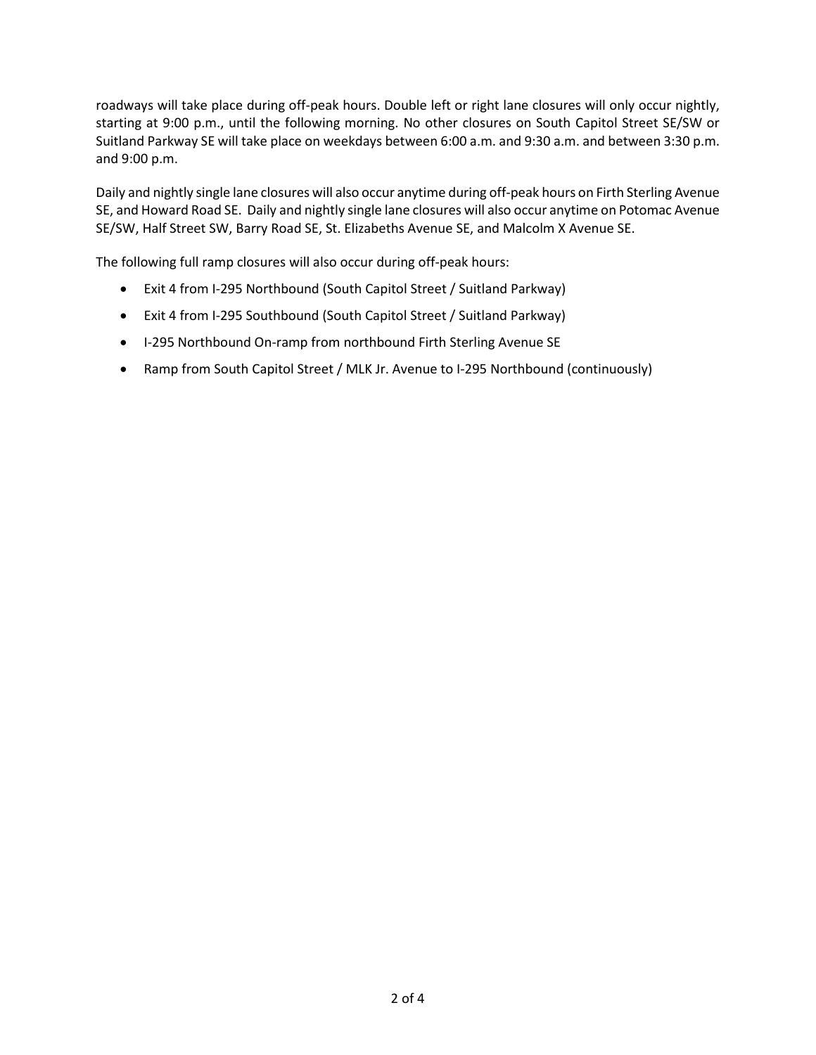roadways will take place during off-peak hours. Double left or right lane closures will only occur nightly, starting at 9:00 p.m., until the following morning. No other closures on South Capitol Street SE/SW or Suitland Parkway SE will take place on weekdays between 6:00 a.m. and 9:30 a.m. and between 3:30 p.m. and 9:00 p.m.

Daily and nightly single lane closures will also occur anytime during off-peak hours on Firth Sterling Avenue SE, and Howard Road SE. Daily and nightly single lane closures will also occur anytime on Potomac Avenue SE/SW, Half Street SW, Barry Road SE, St. Elizabeths Avenue SE, and Malcolm X Avenue SE.

The following full ramp closures will also occur during off-peak hours:

- Exit 4 from I-295 Northbound (South Capitol Street / Suitland Parkway)
- Exit 4 from I-295 Southbound (South Capitol Street / Suitland Parkway)
- I-295 Northbound On-ramp from northbound Firth Sterling Avenue SE
- Ramp from South Capitol Street / MLK Jr. Avenue to I-295 Northbound (continuously)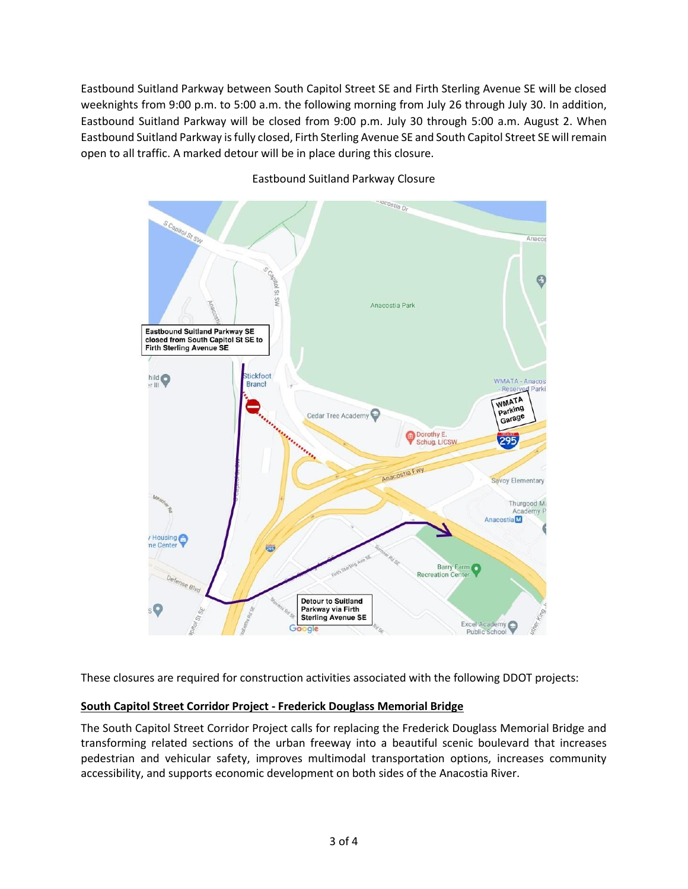Eastbound Suitland Parkway between South Capitol Street SE and Firth Sterling Avenue SE will be closed weeknights from 9:00 p.m. to 5:00 a.m. the following morning from July 26 through July 30. In addition, Eastbound Suitland Parkway will be closed from 9:00 p.m. July 30 through 5:00 a.m. August 2. When Eastbound Suitland Parkway is fully closed, Firth Sterling Avenue SE and South Capitol Street SE will remain open to all traffic. A marked detour will be in place during this closure.

Eastbound Suitland Parkway Closure

These closures are required for construction activities associated with the following DDOT projects:

**South Capitol Street Corridor Project - Frederick Douglass Memorial Bridge**

The South Capitol Street Corridor Project calls for replacing the Frederick Douglass Memorial Bridge and transforming related sections of the urban freeway into a beautiful scenic boulevard that increases pedestrian and vehicular safety, improves multimodal transportation options, increases community accessibility, and supports economic development on both sides of the Anacostia River.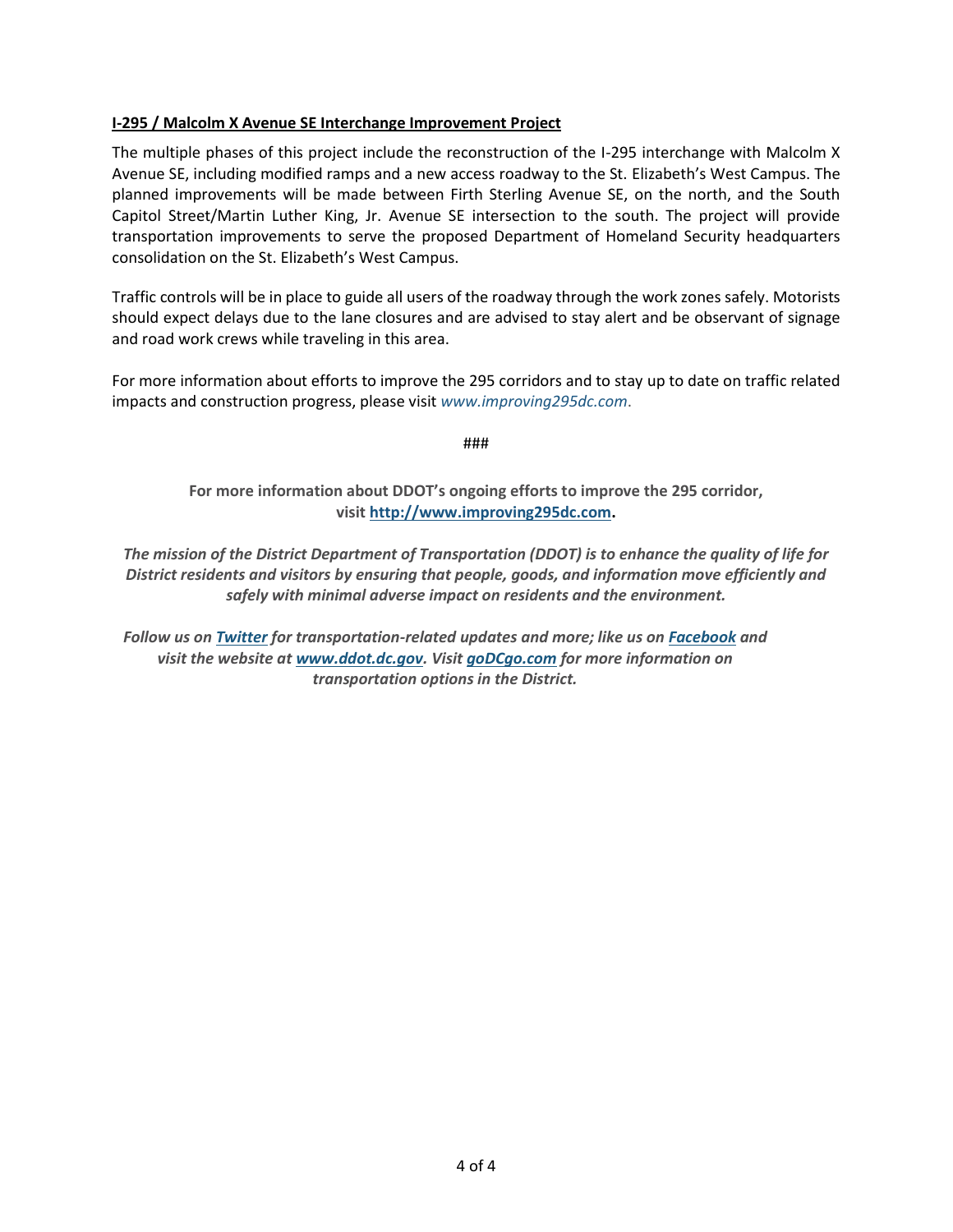**I-295 / Malcolm X Avenue SE Interchange Improvement Project**

The multiple phases of this project include the reconstruction of the I-295 interchange with Malcolm X Avenue SE, including modified ramps and a new access roadway to the St. Elizabeth's West Campus. The planned improvements will be made between Firth Sterling Avenue SE, on the north, and the South Capitol Street/Martin Luther King, Jr. Avenue SE intersection to the south. The project will provide transportation improvements to serve the proposed Department of Homeland Security headquarters consolidation on the St. Elizabeth's West Campus.

Traffic controls will be in place to guide all users of the roadway through the work zones safely. Motorists should expect delays due to the lane closures and are advised to stay alert and be observant of signage and road work crews while traveling in this area.

For more information about efforts to improve the 295 corridors and to stay up to date on traffic related impacts and construction progress, please visit *www.improving295dc.com*.

###

**For more information about DDOT's ongoing efforts to improve the 295 corridor, visit http://www.improving295dc.com.**

***The mission of the District Department of Transportation (DDOT) is to enhance the quality of life for District residents and visitors by ensuring that people, goods, and information move efficiently and safely with minimal adverse impact on residents and the environment.***

***Follow us on Twitter for transportation-related updates and more; like us on Facebook and visit the website at www.ddot.dc.gov. Visit goDCgo.com for more information on transportation options in the District.***